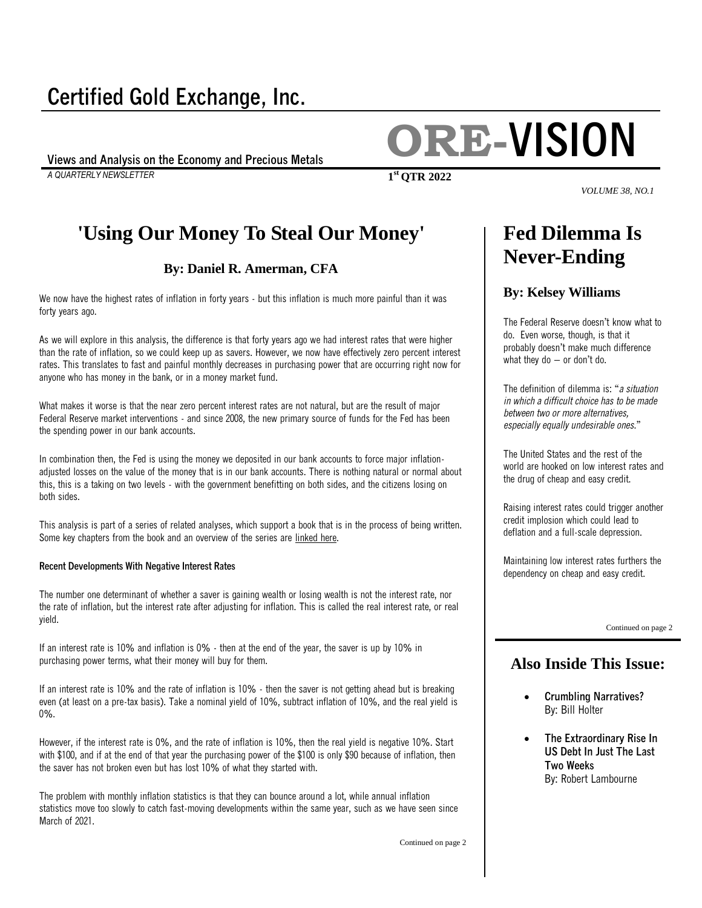# Certified Gold Exchange, Inc.

# ORE-VISION

Views and Analysis on the Economy and Precious Metals

*A QUARTERLY NEWSLETTER*

**1st QTR 2022**

*VOLUME 38, NO.1*

## 'Using Our Money To Steal Our Money'

### By: Daniel R. Amerman, CFA

We now have the highest rates of inflation in forty years - but this inflation is much more painful than it was forty years ago.

As we will explore in this analysis, the difference is that forty years ago we had interest rates that were higher than the rate of inflation, so we could keep up as savers. However, we now have effectively zero percent interest rates. This translates to fast and painful monthly decreases in purchasing power that are occurring right now for anyone who has money in the bank, or in a money market fund.

What makes it worse is that the near zero percent interest rates are not natural, but are the result of major Federal Reserve market interventions - and since 2008, the new primary source of funds for the Fed has been the spending power in our bank accounts.

In combination then, the Fed is using the money we deposited in our bank accounts to force major inflation-adjusted losses on the value of the money that is in our bank accounts. There is nothing natural or normal about this, this is a taking on two levels - with the government benefitting on both sides, and the citizens losing on both sides.

This analysis is part of a series of related analyses, which support a book that is in the process of being written. Some key chapters from the book and an overview of the series are linked here.

**Recent Developments With Negative Interest Rates**

The number one determinant of whether a saver is gaining wealth or losing wealth is not the interest rate, nor the rate of inflation, but the interest rate after adjusting for inflation. This is called the real interest rate, or real yield.

If an interest rate is 10% and inflation is 0% - then at the end of the year, the saver is up by 10% in purchasing power terms, what their money will buy for them.

If an interest rate is 10% and the rate of inflation is 10% - then the saver is not getting ahead but is breaking even (at least on a pre-tax basis). Take a nominal yield of 10%, subtract inflation of 10%, and the real yield is 0%.

However, if the interest rate is 0%, and the rate of inflation is 10%, then the real yield is negative 10%. Start with $100, and if at the end of that year the purchasing power of the $100 is only $90 because of inflation, then the saver has not broken even but has lost 10% of what they started with.

The problem with monthly inflation statistics is that they can bounce around a lot, while annual inflation statistics move too slowly to catch fast-moving developments within the same year, such as we have seen since March of 2021.

Continued on page 2

## Fed Dilemma Is Never-Ending

### By: Kelsey Williams

The Federal Reserve doesn't know what to do. Even worse, though, is that it probably doesn't make much difference what they do – or don't do.

The definition of dilemma is: "*a situation in which a difficult choice has to be made between two or more alternatives, especially equally undesirable ones.*"

The United States and the rest of the world are hooked on low interest rates and the drug of cheap and easy credit.

Raising interest rates could trigger another credit implosion which could lead to deflation and a full-scale depression.

Maintaining low interest rates furthers the dependency on cheap and easy credit.

Continued on page 2

## Also Inside This Issue:

- **Crumbling Narratives?**
  By: Bill Holter
- **The Extraordinary Rise In US Debt In Just The Last Two Weeks**
  By: Robert Lambourne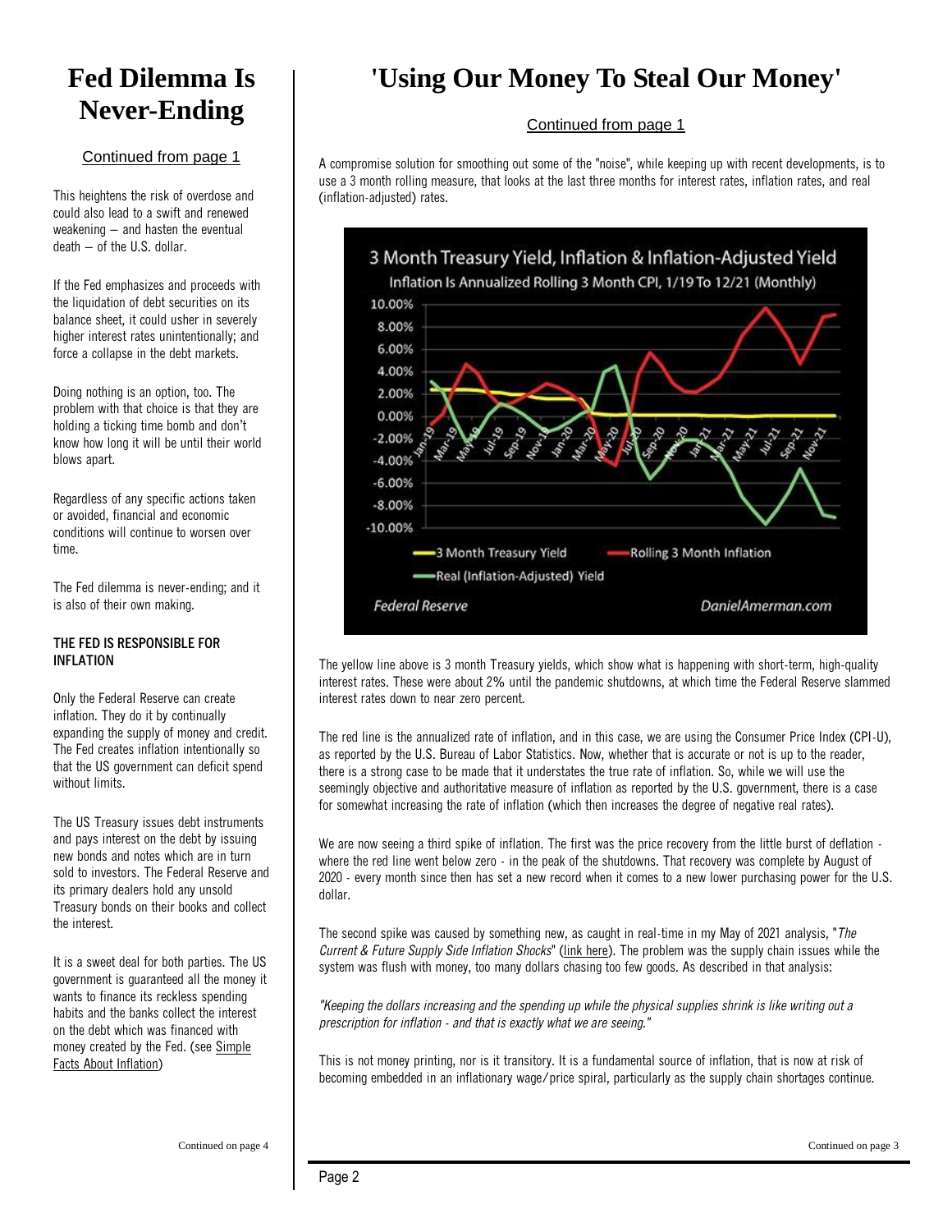# Fed Dilemma Is Never-Ending

Continued from page 1

This heightens the risk of overdose and could also lead to a swift and renewed weakening — and hasten the eventual death — of the U.S. dollar.

If the Fed emphasizes and proceeds with the liquidation of debt securities on its balance sheet, it could usher in severely higher interest rates unintentionally; and force a collapse in the debt markets.

Doing nothing is an option, too. The problem with that choice is that they are holding a ticking time bomb and don't know how long it will be until their world blows apart.

Regardless of any specific actions taken or avoided, financial and economic conditions will continue to worsen over time.

The Fed dilemma is never-ending; and it is also of their own making.

### THE FED IS RESPONSIBLE FOR INFLATION

Only the Federal Reserve can create inflation. They do it by continually expanding the supply of money and credit. The Fed creates inflation intentionally so that the US government can deficit spend without limits.

The US Treasury issues debt instruments and pays interest on the debt by issuing new bonds and notes which are in turn sold to investors. The Federal Reserve and its primary dealers hold any unsold Treasury bonds on their books and collect the interest.

It is a sweet deal for both parties. The US government is guaranteed all the money it wants to finance its reckless spending habits and the banks collect the interest on the debt which was financed with money created by the Fed. (see Simple Facts About Inflation)

Continued on page 4

# 'Using Our Money To Steal Our Money'

Continued from page 1

A compromise solution for smoothing out some of the "noise", while keeping up with recent developments, is to use a 3 month rolling measure, that looks at the last three months for interest rates, inflation rates, and real (inflation-adjusted) rates.

3 Month Treasury Yield, Inflation & Inflation-Adjusted Yield
Inflation Is Annualized Rolling 3 Month CPI, 1/19 To 12/21 (Monthly)

Federal Reserve — DanielAmerman.com

The yellow line above is 3 month Treasury yields, which show what is happening with short-term, high-quality interest rates. These were about 2% until the pandemic shutdowns, at which time the Federal Reserve slammed interest rates down to near zero percent.

The red line is the annualized rate of inflation, and in this case, we are using the Consumer Price Index (CPI-U), as reported by the U.S. Bureau of Labor Statistics. Now, whether that is accurate or not is up to the reader, there is a strong case to be made that it understates the true rate of inflation. So, while we will use the seemingly objective and authoritative measure of inflation as reported by the U.S. government, there is a case for somewhat increasing the rate of inflation (which then increases the degree of negative real rates).

We are now seeing a third spike of inflation. The first was the price recovery from the little burst of deflation - where the red line went below zero - in the peak of the shutdowns. That recovery was complete by August of 2020 - every month since then has set a new record when it comes to a new lower purchasing power for the U.S. dollar.

The second spike was caused by something new, as caught in real-time in my May of 2021 analysis, "*The Current & Future Supply Side Inflation Shocks*" (link here). The problem was the supply chain issues while the system was flush with money, too many dollars chasing too few goods. As described in that analysis:

*"Keeping the dollars increasing and the spending up while the physical supplies shrink is like writing out a prescription for inflation - and that is exactly what we are seeing."*

This is not money printing, nor is it transitory. It is a fundamental source of inflation, that is now at risk of becoming embedded in an inflationary wage/price spiral, particularly as the supply chain shortages continue.

Continued on page 3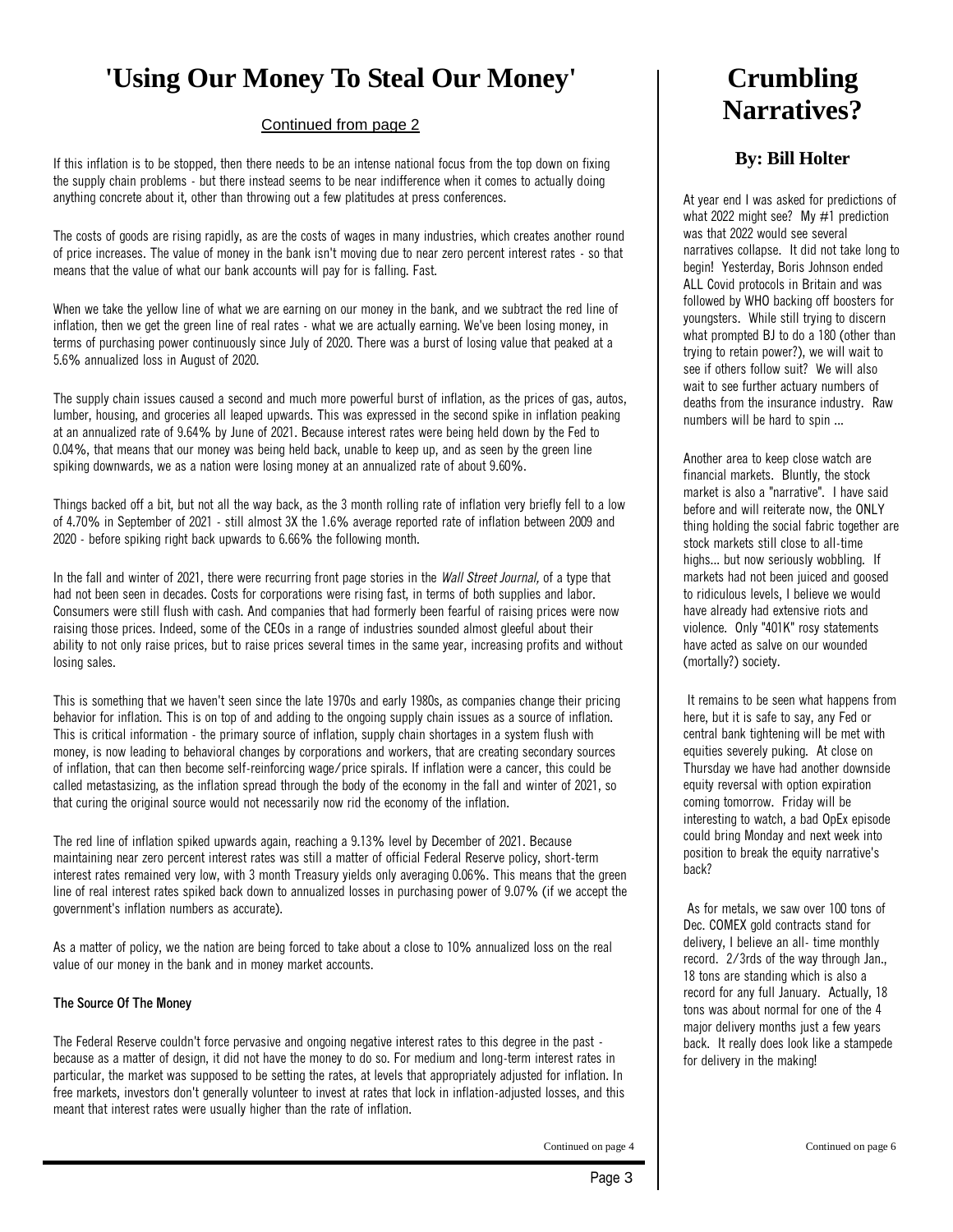# 'Using Our Money To Steal Our Money'

Continued from page 2

If this inflation is to be stopped, then there needs to be an intense national focus from the top down on fixing the supply chain problems - but there instead seems to be near indifference when it comes to actually doing anything concrete about it, other than throwing out a few platitudes at press conferences.

The costs of goods are rising rapidly, as are the costs of wages in many industries, which creates another round of price increases. The value of money in the bank isn't moving due to near zero percent interest rates - so that means that the value of what our bank accounts will pay for is falling. Fast.

When we take the yellow line of what we are earning on our money in the bank, and we subtract the red line of inflation, then we get the green line of real rates - what we are actually earning. We've been losing money, in terms of purchasing power continuously since July of 2020. There was a burst of losing value that peaked at a 5.6% annualized loss in August of 2020.

The supply chain issues caused a second and much more powerful burst of inflation, as the prices of gas, autos, lumber, housing, and groceries all leaped upwards. This was expressed in the second spike in inflation peaking at an annualized rate of 9.64% by June of 2021. Because interest rates were being held down by the Fed to 0.04%, that means that our money was being held back, unable to keep up, and as seen by the green line spiking downwards, we as a nation were losing money at an annualized rate of about 9.60%.

Things backed off a bit, but not all the way back, as the 3 month rolling rate of inflation very briefly fell to a low of 4.70% in September of 2021 - still almost 3X the 1.6% average reported rate of inflation between 2009 and 2020 - before spiking right back upwards to 6.66% the following month.

In the fall and winter of 2021, there were recurring front page stories in the *Wall Street Journal,* of a type that had not been seen in decades. Costs for corporations were rising fast, in terms of both supplies and labor. Consumers were still flush with cash. And companies that had formerly been fearful of raising prices were now raising those prices. Indeed, some of the CEOs in a range of industries sounded almost gleeful about their ability to not only raise prices, but to raise prices several times in the same year, increasing profits and without losing sales.

This is something that we haven't seen since the late 1970s and early 1980s, as companies change their pricing behavior for inflation. This is on top of and adding to the ongoing supply chain issues as a source of inflation. This is critical information - the primary source of inflation, supply chain shortages in a system flush with money, is now leading to behavioral changes by corporations and workers, that are creating secondary sources of inflation, that can then become self-reinforcing wage/price spirals. If inflation were a cancer, this could be called metastasizing, as the inflation spread through the body of the economy in the fall and winter of 2021, so that curing the original source would not necessarily now rid the economy of the inflation.

The red line of inflation spiked upwards again, reaching a 9.13% level by December of 2021. Because maintaining near zero percent interest rates was still a matter of official Federal Reserve policy, short-term interest rates remained very low, with 3 month Treasury yields only averaging 0.06%. This means that the green line of real interest rates spiked back down to annualized losses in purchasing power of 9.07% (if we accept the government's inflation numbers as accurate).

As a matter of policy, we the nation are being forced to take about a close to 10% annualized loss on the real value of our money in the bank and in money market accounts.

### The Source Of The Money

The Federal Reserve couldn't force pervasive and ongoing negative interest rates to this degree in the past - because as a matter of design, it did not have the money to do so. For medium and long-term interest rates in particular, the market was supposed to be setting the rates, at levels that appropriately adjusted for inflation. In free markets, investors don't generally volunteer to invest at rates that lock in inflation-adjusted losses, and this meant that interest rates were usually higher than the rate of inflation.

Continued on page 4

# Crumbling Narratives?

### By: Bill Holter

At year end I was asked for predictions of what 2022 might see? My #1 prediction was that 2022 would see several narratives collapse. It did not take long to begin! Yesterday, Boris Johnson ended ALL Covid protocols in Britain and was followed by WHO backing off boosters for youngsters. While still trying to discern what prompted BJ to do a 180 (other than trying to retain power?), we will wait to see if others follow suit? We will also wait to see further actuary numbers of deaths from the insurance industry. Raw numbers will be hard to spin ...

Another area to keep close watch are financial markets. Bluntly, the stock market is also a "narrative". I have said before and will reiterate now, the ONLY thing holding the social fabric together are stock markets still close to all-time highs... but now seriously wobbling. If markets had not been juiced and goosed to ridiculous levels, I believe we would have already had extensive riots and violence. Only "401K" rosy statements have acted as salve on our wounded (mortally?) society.

It remains to be seen what happens from here, but it is safe to say, any Fed or central bank tightening will be met with equities severely puking. At close on Thursday we have had another downside equity reversal with option expiration coming tomorrow. Friday will be interesting to watch, a bad OpEx episode could bring Monday and next week into position to break the equity narrative's back?

As for metals, we saw over 100 tons of Dec. COMEX gold contracts stand for delivery, I believe an all- time monthly record. 2/3rds of the way through Jan., 18 tons are standing which is also a record for any full January. Actually, 18 tons was about normal for one of the 4 major delivery months just a few years back. It really does look like a stampede for delivery in the making!

Continued on page 6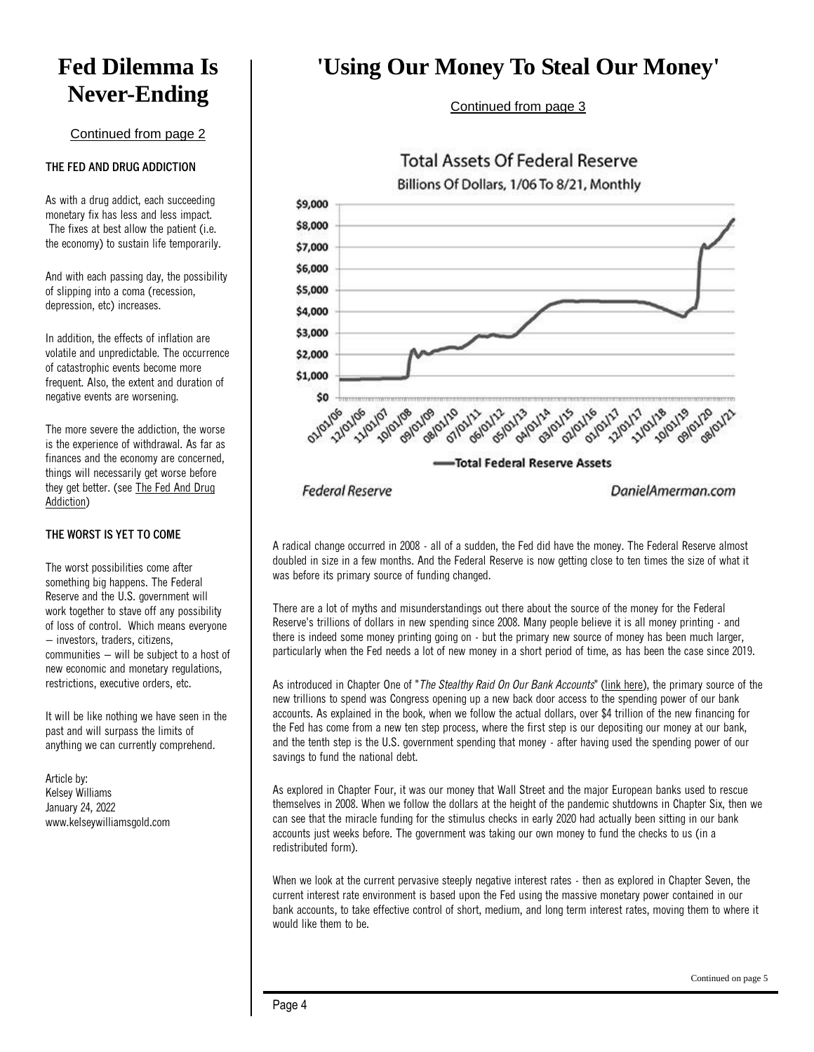# Fed Dilemma Is Never-Ending

Continued from page 2

### THE FED AND DRUG ADDICTION

As with a drug addict, each succeeding monetary fix has less and less impact. The fixes at best allow the patient (i.e. the economy) to sustain life temporarily.

And with each passing day, the possibility of slipping into a coma (recession, depression, etc) increases.

In addition, the effects of inflation are volatile and unpredictable. The occurrence of catastrophic events become more frequent. Also, the extent and duration of negative events are worsening.

The more severe the addiction, the worse is the experience of withdrawal. As far as finances and the economy are concerned, things will necessarily get worse before they get better. (see The Fed And Drug Addiction)

### THE WORST IS YET TO COME

The worst possibilities come after something big happens. The Federal Reserve and the U.S. government will work together to stave off any possibility of loss of control. Which means everyone – investors, traders, citizens, communities – will be subject to a host of new economic and monetary regulations, restrictions, executive orders, etc.

It will be like nothing we have seen in the past and will surpass the limits of anything we can currently comprehend.

Article by:
Kelsey Williams
January 24, 2022
www.kelseywilliamsgold.com

# 'Using Our Money To Steal Our Money'

Continued from page 3

Total Assets Of Federal Reserve

Billions Of Dollars, 1/06 To 8/21, Monthly

Federal Reserve — DanielAmerman.com

A radical change occurred in 2008 - all of a sudden, the Fed did have the money. The Federal Reserve almost doubled in size in a few months. And the Federal Reserve is now getting close to ten times the size of what it was before its primary source of funding changed.

There are a lot of myths and misunderstandings out there about the source of the money for the Federal Reserve's trillions of dollars in new spending since 2008. Many people believe it is all money printing - and there is indeed some money printing going on - but the primary new source of money has been much larger, particularly when the Fed needs a lot of new money in a short period of time, as has been the case since 2019.

As introduced in Chapter One of "*The Stealthy Raid On Our Bank Accounts*" (link here), the primary source of the new trillions to spend was Congress opening up a new back door access to the spending power of our bank accounts. As explained in the book, when we follow the actual dollars, over $4 trillion of the new financing for the Fed has come from a new ten step process, where the first step is our depositing our money at our bank, and the tenth step is the U.S. government spending that money - after having used the spending power of our savings to fund the national debt.

As explored in Chapter Four, it was our money that Wall Street and the major European banks used to rescue themselves in 2008. When we follow the dollars at the height of the pandemic shutdowns in Chapter Six, then we can see that the miracle funding for the stimulus checks in early 2020 had actually been sitting in our bank accounts just weeks before. The government was taking our own money to fund the checks to us (in a redistributed form).

When we look at the current pervasive steeply negative interest rates - then as explored in Chapter Seven, the current interest rate environment is based upon the Fed using the massive monetary power contained in our bank accounts, to take effective control of short, medium, and long term interest rates, moving them to where it would like them to be.

Continued on page 5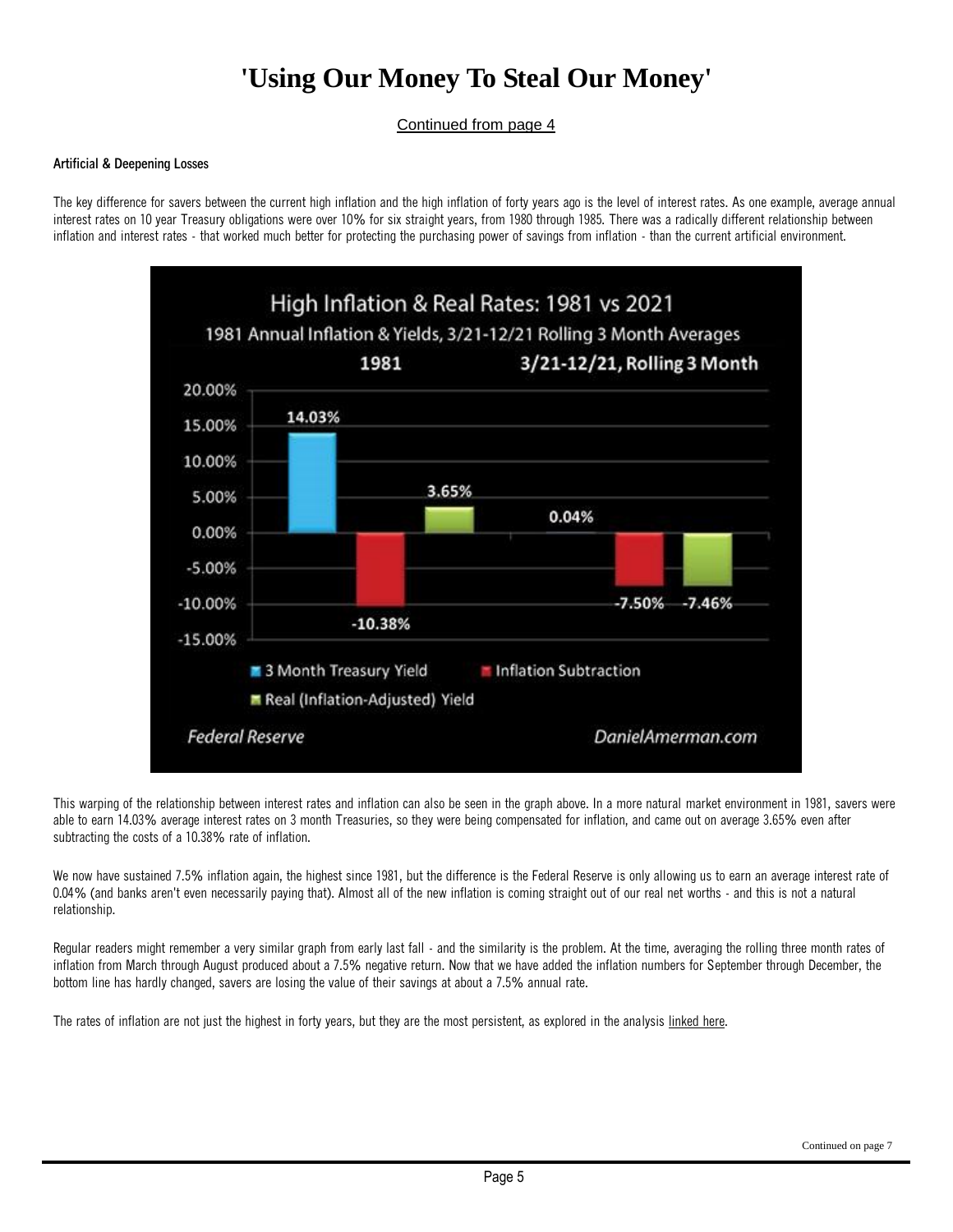# 'Using Our Money To Steal Our Money'

Continued from page 4

#### Artificial & Deepening Losses

The key difference for savers between the current high inflation and the high inflation of forty years ago is the level of interest rates. As one example, average annual interest rates on 10 year Treasury obligations were over 10% for six straight years, from 1980 through 1985. There was a radically different relationship between inflation and interest rates - that worked much better for protecting the purchasing power of savings from inflation - than the current artificial environment.

This warping of the relationship between interest rates and inflation can also be seen in the graph above. In a more natural market environment in 1981, savers were able to earn 14.03% average interest rates on 3 month Treasuries, so they were being compensated for inflation, and came out on average 3.65% even after subtracting the costs of a 10.38% rate of inflation.

We now have sustained 7.5% inflation again, the highest since 1981, but the difference is the Federal Reserve is only allowing us to earn an average interest rate of 0.04% (and banks aren't even necessarily paying that). Almost all of the new inflation is coming straight out of our real net worths - and this is not a natural relationship.

Regular readers might remember a very similar graph from early last fall - and the similarity is the problem. At the time, averaging the rolling three month rates of inflation from March through August produced about a 7.5% negative return. Now that we have added the inflation numbers for September through December, the bottom line has hardly changed, savers are losing the value of their savings at about a 7.5% annual rate.

The rates of inflation are not just the highest in forty years, but they are the most persistent, as explored in the analysis linked here.

Continued on page 7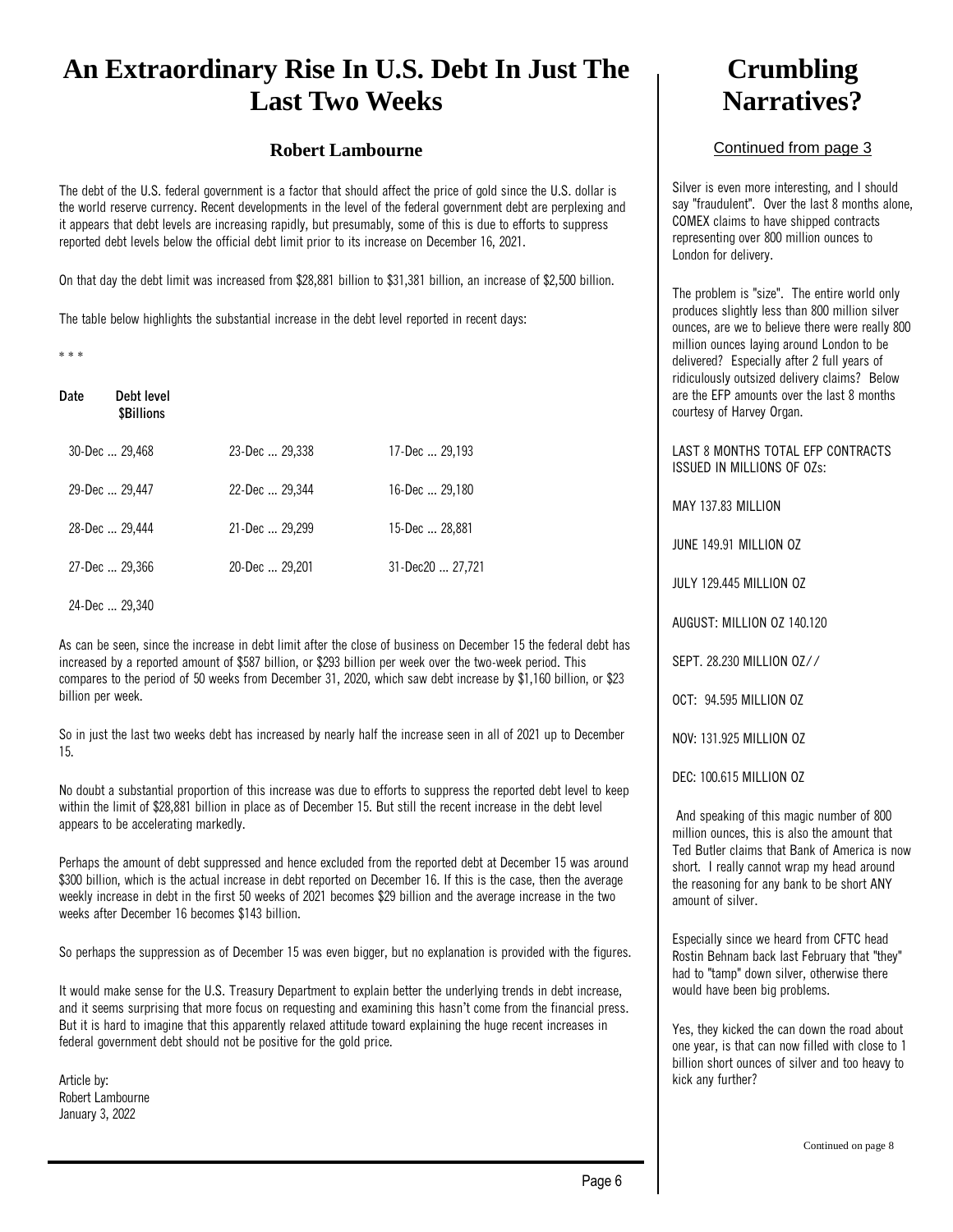# An Extraordinary Rise In U.S. Debt In Just The Last Two Weeks

### Robert Lambourne

The debt of the U.S. federal government is a factor that should affect the price of gold since the U.S. dollar is the world reserve currency. Recent developments in the level of the federal government debt are perplexing and it appears that debt levels are increasing rapidly, but presumably, some of this is due to efforts to suppress reported debt levels below the official debt limit prior to its increase on December 16, 2021.

On that day the debt limit was increased from $28,881 billion to $31,381 billion, an increase of $2,500 billion.

The table below highlights the substantial increase in the debt level reported in recent days:

* * *

**Date** **Debt level $Billions**

| | | |
|---|---|---|
| 30-Dec ... 29,468 | 23-Dec ... 29,338 | 17-Dec ... 29,193 |
| 29-Dec ... 29,447 | 22-Dec ... 29,344 | 16-Dec ... 29,180 |
| 28-Dec ... 29,444 | 21-Dec ... 29,299 | 15-Dec ... 28,881 |
| 27-Dec ... 29,366 | 20-Dec ... 29,201 | 31-Dec20 ... 27,721 |
| 24-Dec ... 29,340 | | |

As can be seen, since the increase in debt limit after the close of business on December 15 the federal debt has increased by a reported amount of $587 billion, or $293 billion per week over the two-week period. This compares to the period of 50 weeks from December 31, 2020, which saw debt increase by $1,160 billion, or $23 billion per week.

So in just the last two weeks debt has increased by nearly half the increase seen in all of 2021 up to December 15.

No doubt a substantial proportion of this increase was due to efforts to suppress the reported debt level to keep within the limit of $28,881 billion in place as of December 15. But still the recent increase in the debt level appears to be accelerating markedly.

Perhaps the amount of debt suppressed and hence excluded from the reported debt at December 15 was around $300 billion, which is the actual increase in debt reported on December 16. If this is the case, then the average weekly increase in debt in the first 50 weeks of 2021 becomes $29 billion and the average increase in the two weeks after December 16 becomes $143 billion.

So perhaps the suppression as of December 15 was even bigger, but no explanation is provided with the figures.

It would make sense for the U.S. Treasury Department to explain better the underlying trends in debt increase, and it seems surprising that more focus on requesting and examining this hasn't come from the financial press. But it is hard to imagine that this apparently relaxed attitude toward explaining the huge recent increases in federal government debt should not be positive for the gold price.

Article by:
Robert Lambourne
January 3, 2022

# Crumbling Narratives?

Continued from page 3

Silver is even more interesting, and I should say "fraudulent". Over the last 8 months alone, COMEX claims to have shipped contracts representing over 800 million ounces to London for delivery.

The problem is "size". The entire world only produces slightly less than 800 million silver ounces, are we to believe there were really 800 million ounces laying around London to be delivered? Especially after 2 full years of ridiculously outsized delivery claims? Below are the EFP amounts over the last 8 months courtesy of Harvey Organ.

LAST 8 MONTHS TOTAL EFP CONTRACTS ISSUED IN MILLIONS OF OZs:

MAY 137.83 MILLION

JUNE 149.91 MILLION OZ

JULY 129.445 MILLION OZ

AUGUST: MILLION OZ 140.120

SEPT. 28.230 MILLION OZ//

OCT: 94.595 MILLION OZ

NOV: 131.925 MILLION OZ

DEC: 100.615 MILLION OZ

And speaking of this magic number of 800 million ounces, this is also the amount that Ted Butler claims that Bank of America is now short. I really cannot wrap my head around the reasoning for any bank to be short ANY amount of silver.

Especially since we heard from CFTC head Rostin Behnam back last February that "they" had to "tamp" down silver, otherwise there would have been big problems.

Yes, they kicked the can down the road about one year, is that can now filled with close to 1 billion short ounces of silver and too heavy to kick any further?

Continued on page 8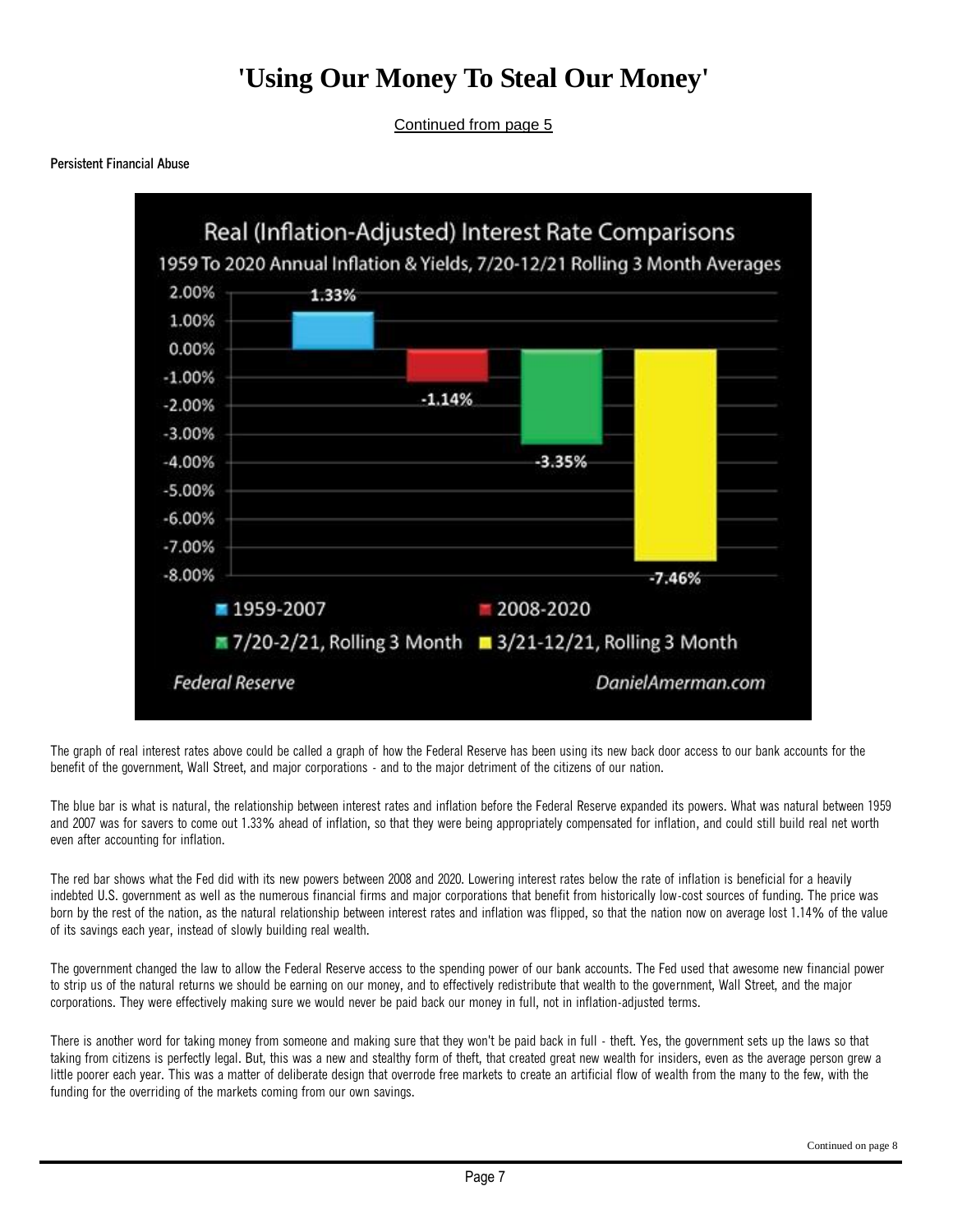# 'Using Our Money To Steal Our Money'

Continued from page 5

**Persistent Financial Abuse**

The graph of real interest rates above could be called a graph of how the Federal Reserve has been using its new back door access to our bank accounts for the benefit of the government, Wall Street, and major corporations - and to the major detriment of the citizens of our nation.

The blue bar is what is natural, the relationship between interest rates and inflation before the Federal Reserve expanded its powers. What was natural between 1959 and 2007 was for savers to come out 1.33% ahead of inflation, so that they were being appropriately compensated for inflation, and could still build real net worth even after accounting for inflation.

The red bar shows what the Fed did with its new powers between 2008 and 2020. Lowering interest rates below the rate of inflation is beneficial for a heavily indebted U.S. government as well as the numerous financial firms and major corporations that benefit from historically low-cost sources of funding. The price was born by the rest of the nation, as the natural relationship between interest rates and inflation was flipped, so that the nation now on average lost 1.14% of the value of its savings each year, instead of slowly building real wealth.

The government changed the law to allow the Federal Reserve access to the spending power of our bank accounts. The Fed used that awesome new financial power to strip us of the natural returns we should be earning on our money, and to effectively redistribute that wealth to the government, Wall Street, and the major corporations. They were effectively making sure we would never be paid back our money in full, not in inflation-adjusted terms.

There is another word for taking money from someone and making sure that they won't be paid back in full - theft. Yes, the government sets up the laws so that taking from citizens is perfectly legal. But, this was a new and stealthy form of theft, that created great new wealth for insiders, even as the average person grew a little poorer each year. This was a matter of deliberate design that overrode free markets to create an artificial flow of wealth from the many to the few, with the funding for the overriding of the markets coming from our own savings.

Continued on page 8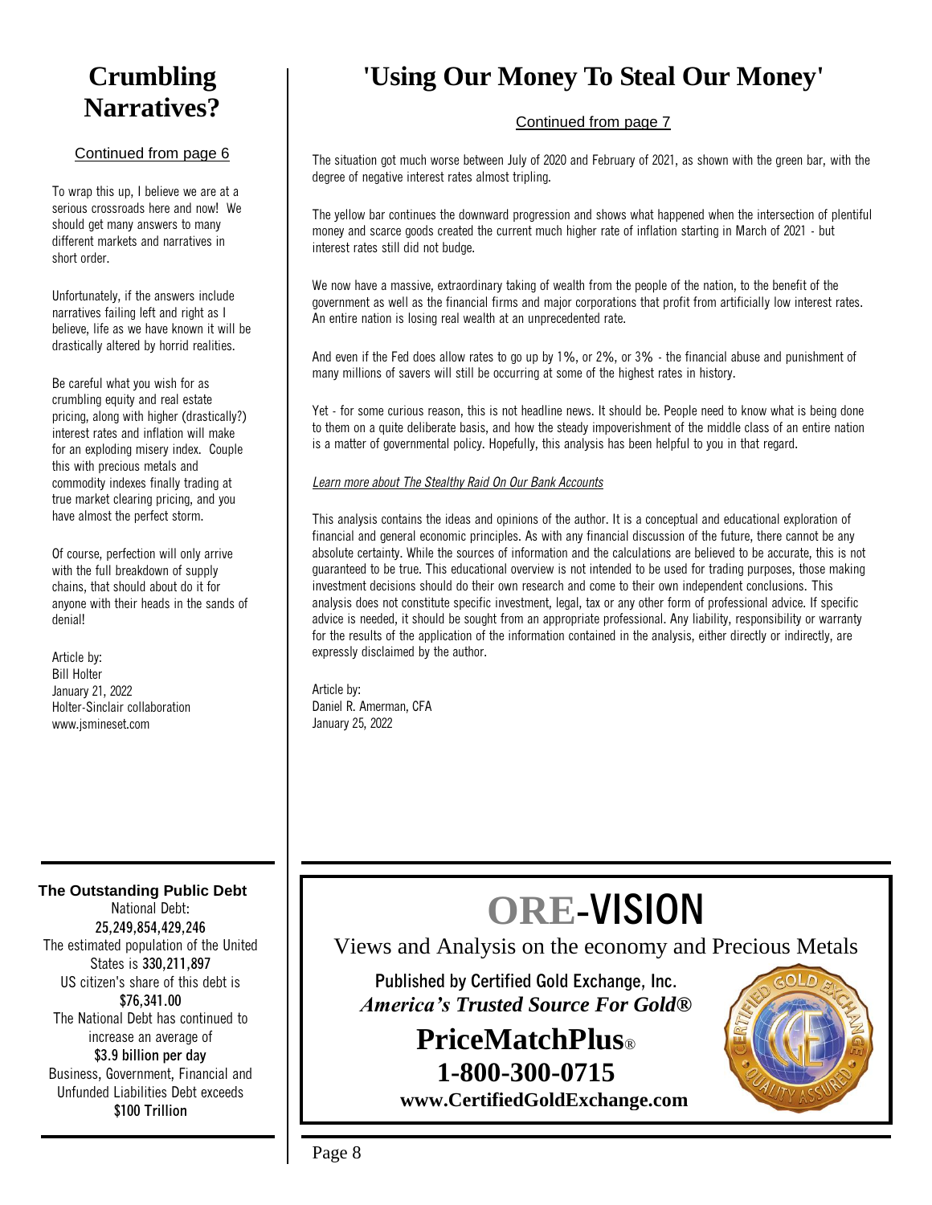# Crumbling Narratives?

Continued from page 6

To wrap this up, I believe we are at a serious crossroads here and now! We should get many answers to many different markets and narratives in short order.

Unfortunately, if the answers include narratives failing left and right as I believe, life as we have known it will be drastically altered by horrid realities.

Be careful what you wish for as crumbling equity and real estate pricing, along with higher (drastically?) interest rates and inflation will make for an exploding misery index. Couple this with precious metals and commodity indexes finally trading at true market clearing pricing, and you have almost the perfect storm.

Of course, perfection will only arrive with the full breakdown of supply chains, that should about do it for anyone with their heads in the sands of denial!

Article by:
Bill Holter
January 21, 2022
Holter-Sinclair collaboration
www.jsmineset.com

# 'Using Our Money To Steal Our Money'

Continued from page 7

The situation got much worse between July of 2020 and February of 2021, as shown with the green bar, with the degree of negative interest rates almost tripling.

The yellow bar continues the downward progression and shows what happened when the intersection of plentiful money and scarce goods created the current much higher rate of inflation starting in March of 2021 - but interest rates still did not budge.

We now have a massive, extraordinary taking of wealth from the people of the nation, to the benefit of the government as well as the financial firms and major corporations that profit from artificially low interest rates. An entire nation is losing real wealth at an unprecedented rate.

And even if the Fed does allow rates to go up by 1%, or 2%, or 3% - the financial abuse and punishment of many millions of savers will still be occurring at some of the highest rates in history.

Yet - for some curious reason, this is not headline news. It should be. People need to know what is being done to them on a quite deliberate basis, and how the steady impoverishment of the middle class of an entire nation is a matter of governmental policy. Hopefully, this analysis has been helpful to you in that regard.

*Learn more about The Stealthy Raid On Our Bank Accounts*

This analysis contains the ideas and opinions of the author. It is a conceptual and educational exploration of financial and general economic principles. As with any financial discussion of the future, there cannot be any absolute certainty. While the sources of information and the calculations are believed to be accurate, this is not guaranteed to be true. This educational overview is not intended to be used for trading purposes, those making investment decisions should do their own research and come to their own independent conclusions. This analysis does not constitute specific investment, legal, tax or any other form of professional advice. If specific advice is needed, it should be sought from an appropriate professional. Any liability, responsibility or warranty for the results of the application of the information contained in the analysis, either directly or indirectly, are expressly disclaimed by the author.

Article by:
Daniel R. Amerman, CFA
January 25, 2022

**The Outstanding Public Debt**

National Debt:
**25,249,854,429,246**
The estimated population of the United States is **330,211,897**
US citizen's share of this debt is **$76,341.00**
The National Debt has continued to increase an average of **$3.9 billion per day**
Business, Government, Financial and Unfunded Liabilities Debt exceeds **$100 Trillion**

# ORE-VISION

Views and Analysis on the economy and Precious Metals

**Published by Certified Gold Exchange, Inc.**
***America's Trusted Source For Gold®***

**PriceMatchPlus®**
**1-800-300-0715**
**www.CertifiedGoldExchange.com**